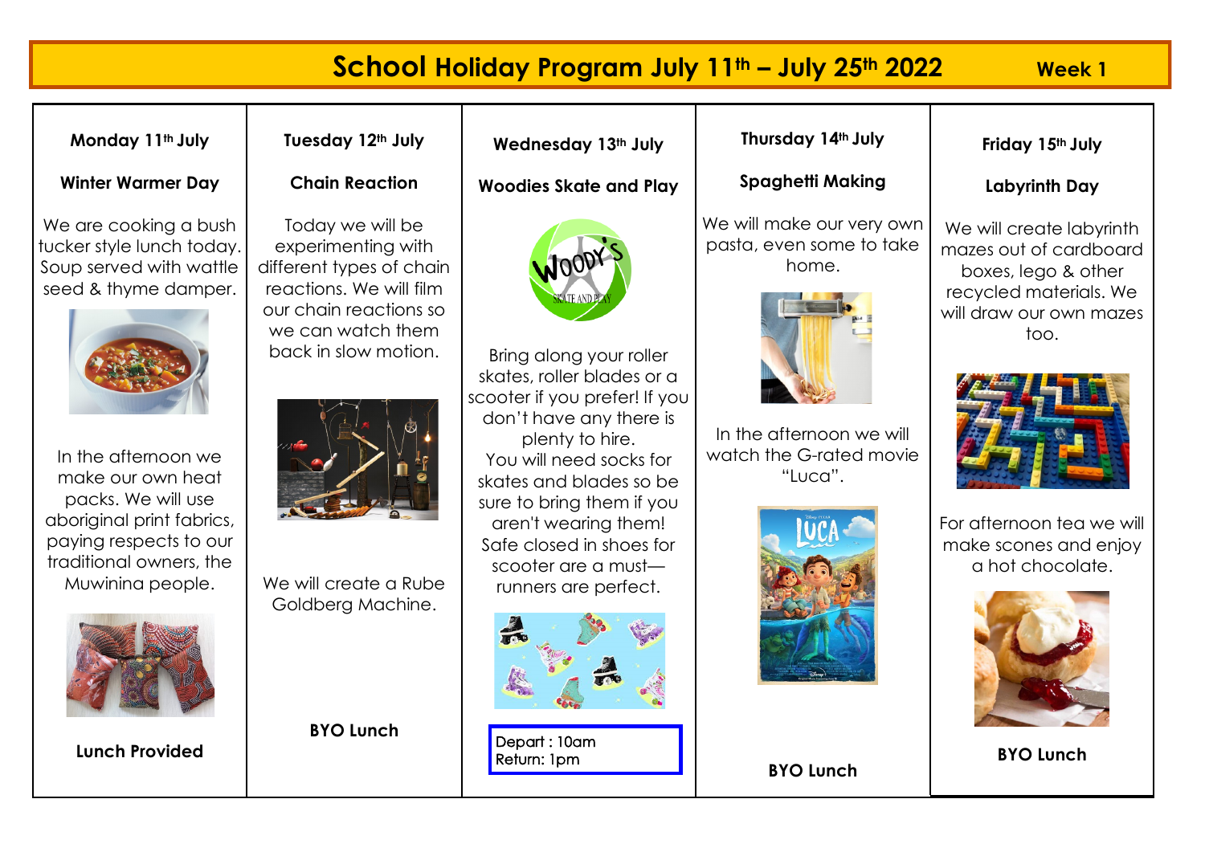# School Holiday Program July 11th – July 25th 2022

**Week 1**

## Monday 11th July

### Winter Warmer Day

We are cooking a bush tucker style lunch today. Soup served with wattle seed & thyme damper.

In the afternoon we make our own heat packs. We will use aboriginal print fabrics, paying respects to our traditional owners, the Muwinina people.

**Lunch Provided**

## Tuesday 12th July

### Chain Reaction

Today we will be experimenting with different types of chain reactions. We will film our chain reactions so we can watch them back in slow motion.

We will create a Rube Goldberg Machine.

**BYO Lunch**

## Wednesday 13th July

### Woodies Skate and Play

Bring along your roller skates, roller blades or a scooter if you prefer! If you don't have any there is plenty to hire.
You will need socks for skates and blades so be sure to bring them if you aren't wearing them!
Safe closed in shoes for scooter are a must—runners are perfect.

Depart : 10am
Return: 1pm

## Thursday 14th July

### Spaghetti Making

We will make our very own pasta, even some to take home.

In the afternoon we will watch the G-rated movie "Luca".

**BYO Lunch**

## Friday 15th July

### Labyrinth Day

We will create labyrinth mazes out of cardboard boxes, lego & other recycled materials. We will draw our own mazes too.

For afternoon tea we will make scones and enjoy a hot chocolate.

**BYO Lunch**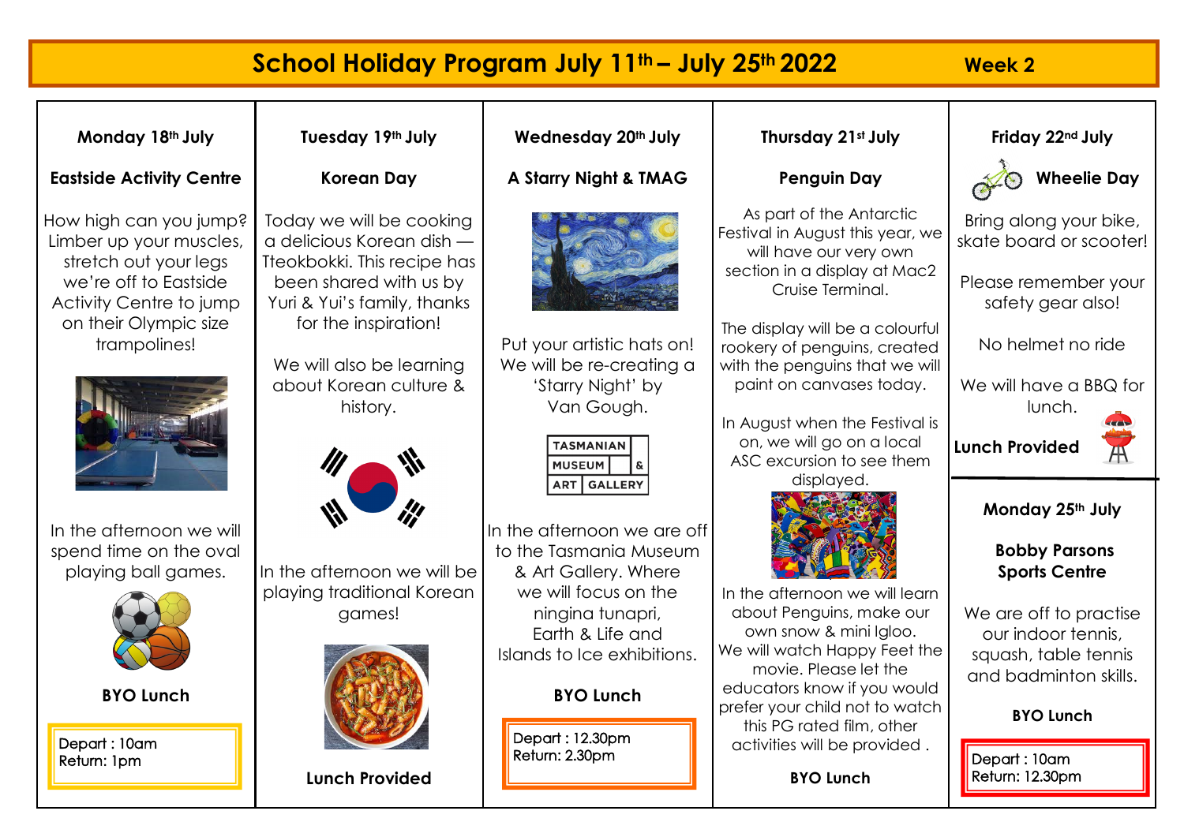# School Holiday Program July 11th – July 25th 2022

**Week 2**

## Monday 18th July

### Eastside Activity Centre

How high can you jump? Limber up your muscles, stretch out your legs we're off to Eastside Activity Centre to jump on their Olympic size trampolines!

In the afternoon we will spend time on the oval playing ball games.

**BYO Lunch**

Depart : 10am
Return: 1pm

## Tuesday 19th July

### Korean Day

Today we will be cooking a delicious Korean dish — Tteokbokki. This recipe has been shared with us by Yuri & Yui's family, thanks for the inspiration!

We will also be learning about Korean culture & history.

In the afternoon we will be playing traditional Korean games!

**Lunch Provided**

## Wednesday 20th July

### A Starry Night & TMAG

Put your artistic hats on! We will be re-creating a 'Starry Night' by Van Gough.

TASMANIAN MUSEUM & ART GALLERY

In the afternoon we are off to the Tasmania Museum & Art Gallery. Where we will focus on the ningina tunapri, Earth & Life and Islands to Ice exhibitions.

**BYO Lunch**

Depart : 12.30pm
Return: 2.30pm

## Thursday 21st July

### Penguin Day

As part of the Antarctic Festival in August this year, we will have our very own section in a display at Mac2 Cruise Terminal.

The display will be a colourful rookery of penguins, created with the penguins that we will paint on canvases today.

In August when the Festival is on, we will go on a local ASC excursion to see them displayed.

In the afternoon we will learn about Penguins, make our own snow & mini Igloo. We will watch Happy Feet the movie. Please let the educators know if you would prefer your child not to watch this PG rated film, other activities will be provided .

**BYO Lunch**

## Friday 22nd July

### Wheelie Day

Bring along your bike, skate board or scooter!

Please remember your safety gear also!

No helmet no ride

We will have a BBQ for lunch.

**Lunch Provided**

## Monday 25th July

### Bobby Parsons Sports Centre

We are off to practise our indoor tennis, squash, table tennis and badminton skills.

**BYO Lunch**

Depart : 10am
Return: 12.30pm